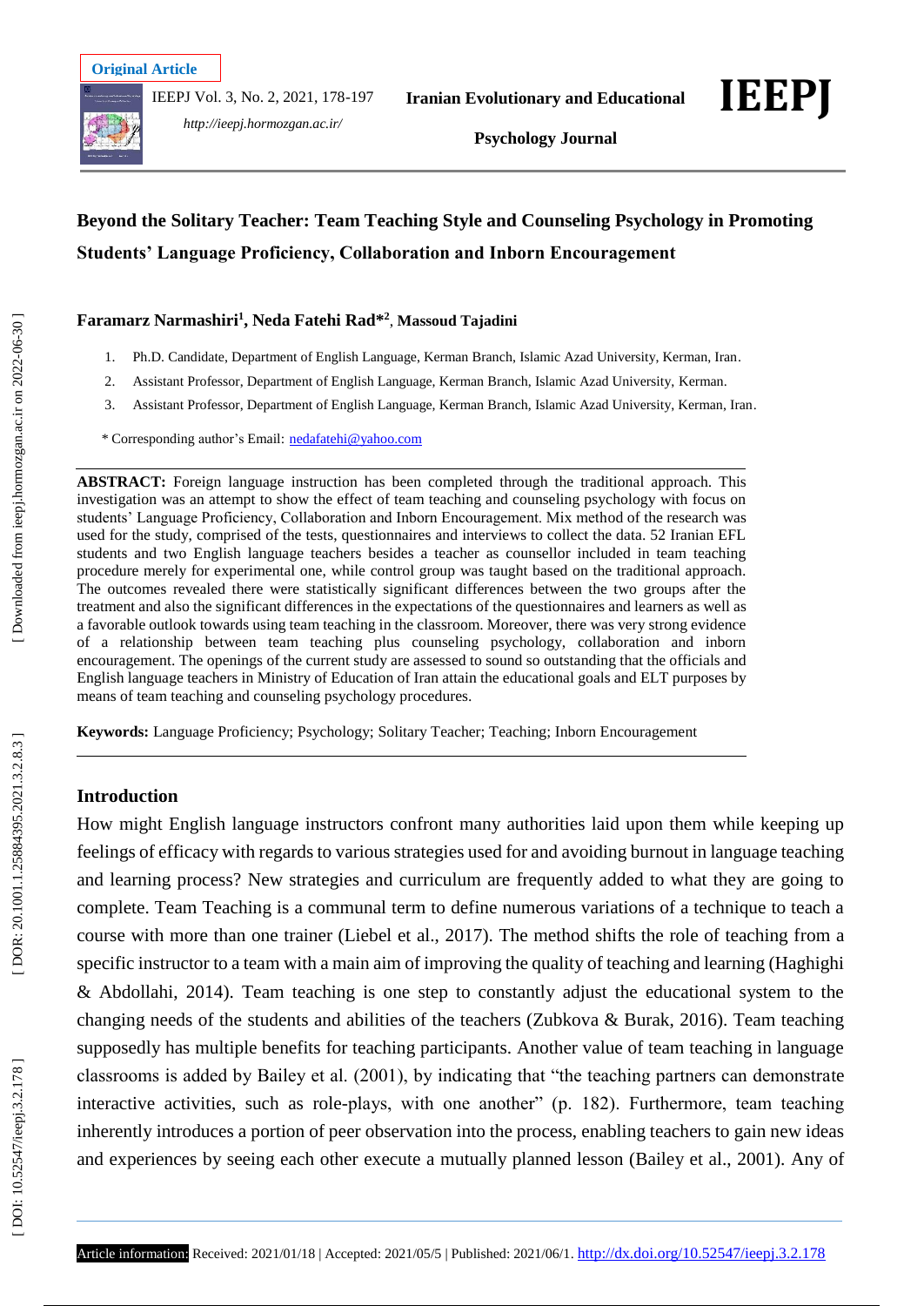Original Article

# Beyond the Solitary Teacher: Team Teaching Style and Counseling Psychology in Promoting Students' Language Proficiency, Collaboration and Inborn Encouragement

**Faramarz Narmashiri[1], Neda Fatehi Rad*[2], Massoud Tajadini**

1. Ph.D. Candidate, Department of English Language, Kerman Branch, Islamic Azad University, Kerman, Iran.
2. Assistant Professor, Department of English Language, Kerman Branch, Islamic Azad University, Kerman.
3. Assistant Professor, Department of English Language, Kerman Branch, Islamic Azad University, Kerman, Iran.

* Corresponding author's Email: nedafatehi@yahoo.com

**ABSTRACT:** Foreign language instruction has been completed through the traditional approach. This investigation was an attempt to show the effect of team teaching and counseling psychology with focus on students' Language Proficiency, Collaboration and Inborn Encouragement. Mix method of the research was used for the study, comprised of the tests, questionnaires and interviews to collect the data. 52 Iranian EFL students and two English language teachers besides a teacher as counsellor included in team teaching procedure merely for experimental one, while control group was taught based on the traditional approach. The outcomes revealed there were statistically significant differences between the two groups after the treatment and also the significant differences in the expectations of the questionnaires and learners as well as a favorable outlook towards using team teaching in the classroom. Moreover, there was very strong evidence of a relationship between team teaching plus counseling psychology, collaboration and inborn encouragement. The openings of the current study are assessed to sound so outstanding that the officials and English language teachers in Ministry of Education of Iran attain the educational goals and ELT purposes by means of team teaching and counseling psychology procedures.

**Keywords:** Language Proficiency; Psychology; Solitary Teacher; Teaching; Inborn Encouragement

## Introduction

How might English language instructors confront many authorities laid upon them while keeping up feelings of efficacy with regards to various strategies used for and avoiding burnout in language teaching and learning process? New strategies and curriculum are frequently added to what they are going to complete. Team Teaching is a communal term to define numerous variations of a technique to teach a course with more than one trainer (Liebel et al., 2017). The method shifts the role of teaching from a specific instructor to a team with a main aim of improving the quality of teaching and learning (Haghighi & Abdollahi, 2014). Team teaching is one step to constantly adjust the educational system to the changing needs of the students and abilities of the teachers (Zubkova & Burak, 2016). Team teaching supposedly has multiple benefits for teaching participants. Another value of team teaching in language classrooms is added by Bailey et al. (2001), by indicating that "the teaching partners can demonstrate interactive activities, such as role-plays, with one another" (p. 182). Furthermore, team teaching inherently introduces a portion of peer observation into the process, enabling teachers to gain new ideas and experiences by seeing each other execute a mutually planned lesson (Bailey et al., 2001). Any of

Article information: Received: 2021/01/18 | Accepted: 2021/05/5 | Published: 2021/06/1. http://dx.doi.org/10.52547/ieepj.3.2.178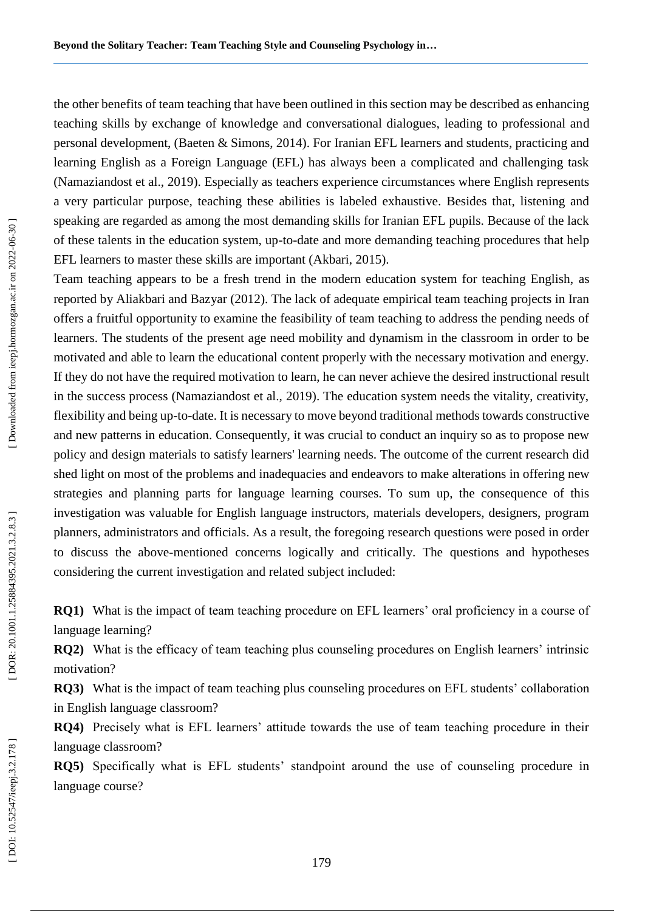the other benefits of team teaching that have been outlined in this section may be described as enhancing teaching skills by exchange of knowledge and conversational dialogues, leading to professional and personal development, (Baeten & Simons, 2014). For Iranian EFL learners and students, practicing and learning English as a Foreign Language (EFL) has always been a complicated and challenging task (Namaziandost et al., 2019). Especially as teachers experience circumstances where English represents a very particular purpose, teaching these abilities is labeled exhaustive. Besides that, listening and speaking are regarded as among the most demanding skills for Iranian EFL pupils. Because of the lack of these talents in the education system, up-to-date and more demanding teaching procedures that help EFL learners to master these skills are important (Akbari, 2015).

Team teaching appears to be a fresh trend in the modern education system for teaching English, as reported by Aliakbari and Bazyar (2012). The lack of adequate empirical team teaching projects in Iran offers a fruitful opportunity to examine the feasibility of team teaching to address the pending needs of learners. The students of the present age need mobility and dynamism in the classroom in order to be motivated and able to learn the educational content properly with the necessary motivation and energy. If they do not have the required motivation to learn, he can never achieve the desired instructional result in the success process (Namaziandost et al., 2019). The education system needs the vitality, creativity, flexibility and being up-to-date. It is necessary to move beyond traditional methods towards constructive and new patterns in education. Consequently, it was crucial to conduct an inquiry so as to propose new policy and design materials to satisfy learners' learning needs. The outcome of the current research did shed light on most of the problems and inadequacies and endeavors to make alterations in offering new strategies and planning parts for language learning courses. To sum up, the consequence of this investigation was valuable for English language instructors, materials developers, designers, program planners, administrators and officials. As a result, the foregoing research questions were posed in order to discuss the above-mentioned concerns logically and critically. The questions and hypotheses considering the current investigation and related subject included:

**RQ1)** What is the impact of team teaching procedure on EFL learners' oral proficiency in a course of language learning?

**RQ2)** What is the efficacy of team teaching plus counseling procedures on English learners' intrinsic motivation?

**RQ3)** What is the impact of team teaching plus counseling procedures on EFL students' collaboration in English language classroom?

**RQ4)** Precisely what is EFL learners' attitude towards the use of team teaching procedure in their language classroom?

**RQ5)** Specifically what is EFL students' standpoint around the use of counseling procedure in language course?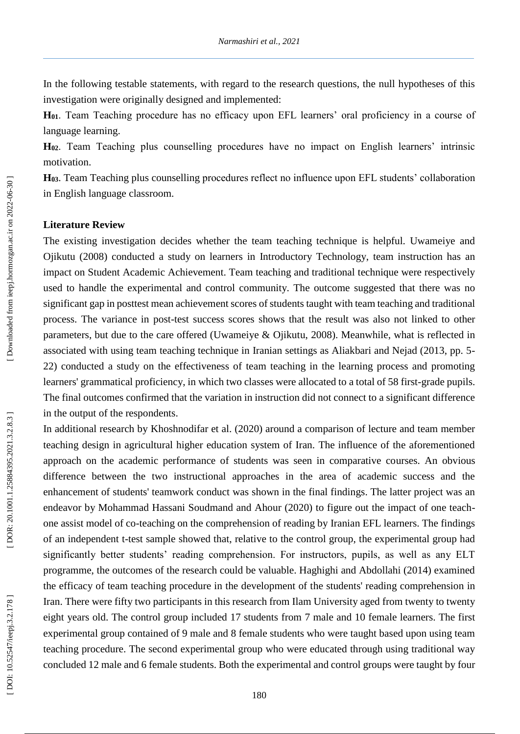In the following testable statements, with regard to the research questions, the null hypotheses of this investigation were originally designed and implemented:

**H$_{01}$**. Team Teaching procedure has no efficacy upon EFL learners' oral proficiency in a course of language learning.

**H$_{02}$**. Team Teaching plus counselling procedures have no impact on English learners' intrinsic motivation.

**H$_{03}$**. Team Teaching plus counselling procedures reflect no influence upon EFL students' collaboration in English language classroom.

### Literature Review

The existing investigation decides whether the team teaching technique is helpful. Uwameiye and Ojikutu (2008) conducted a study on learners in Introductory Technology, team instruction has an impact on Student Academic Achievement. Team teaching and traditional technique were respectively used to handle the experimental and control community. The outcome suggested that there was no significant gap in posttest mean achievement scores of students taught with team teaching and traditional process. The variance in post-test success scores shows that the result was also not linked to other parameters, but due to the care offered (Uwameiye & Ojikutu, 2008). Meanwhile, what is reflected in associated with using team teaching technique in Iranian settings as Aliakbari and Nejad (2013, pp. 5-22) conducted a study on the effectiveness of team teaching in the learning process and promoting learners' grammatical proficiency, in which two classes were allocated to a total of 58 first-grade pupils. The final outcomes confirmed that the variation in instruction did not connect to a significant difference in the output of the respondents.

In additional research by Khoshnodifar et al. (2020) around a comparison of lecture and team member teaching design in agricultural higher education system of Iran. The influence of the aforementioned approach on the academic performance of students was seen in comparative courses. An obvious difference between the two instructional approaches in the area of academic success and the enhancement of students' teamwork conduct was shown in the final findings. The latter project was an endeavor by Mohammad Hassani Soudmand and Ahour (2020) to figure out the impact of one teach-one assist model of co-teaching on the comprehension of reading by Iranian EFL learners. The findings of an independent t-test sample showed that, relative to the control group, the experimental group had significantly better students' reading comprehension. For instructors, pupils, as well as any ELT programme, the outcomes of the research could be valuable. Haghighi and Abdollahi (2014) examined the efficacy of team teaching procedure in the development of the students' reading comprehension in Iran. There were fifty two participants in this research from Ilam University aged from twenty to twenty eight years old. The control group included 17 students from 7 male and 10 female learners. The first experimental group contained of 9 male and 8 female students who were taught based upon using team teaching procedure. The second experimental group who were educated through using traditional way concluded 12 male and 6 female students. Both the experimental and control groups were taught by four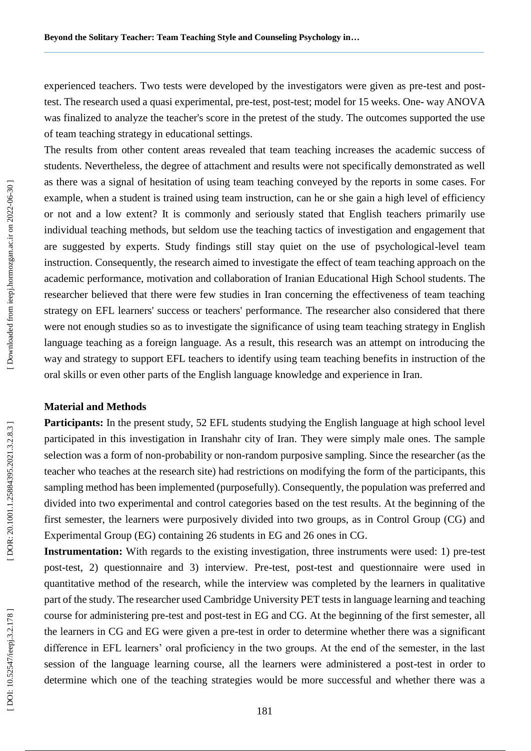experienced teachers. Two tests were developed by the investigators were given as pre-test and post-test. The research used a quasi experimental, pre-test, post-test; model for 15 weeks. One- way ANOVA was finalized to analyze the teacher's score in the pretest of the study. The outcomes supported the use of team teaching strategy in educational settings.

The results from other content areas revealed that team teaching increases the academic success of students. Nevertheless, the degree of attachment and results were not specifically demonstrated as well as there was a signal of hesitation of using team teaching conveyed by the reports in some cases. For example, when a student is trained using team instruction, can he or she gain a high level of efficiency or not and a low extent? It is commonly and seriously stated that English teachers primarily use individual teaching methods, but seldom use the teaching tactics of investigation and engagement that are suggested by experts. Study findings still stay quiet on the use of psychological-level team instruction. Consequently, the research aimed to investigate the effect of team teaching approach on the academic performance, motivation and collaboration of Iranian Educational High School students. The researcher believed that there were few studies in Iran concerning the effectiveness of team teaching strategy on EFL learners' success or teachers' performance. The researcher also considered that there were not enough studies so as to investigate the significance of using team teaching strategy in English language teaching as a foreign language. As a result, this research was an attempt on introducing the way and strategy to support EFL teachers to identify using team teaching benefits in instruction of the oral skills or even other parts of the English language knowledge and experience in Iran.

## Material and Methods

**Participants:** In the present study, 52 EFL students studying the English language at high school level participated in this investigation in Iranshahr city of Iran. They were simply male ones. The sample selection was a form of non-probability or non-random purposive sampling. Since the researcher (as the teacher who teaches at the research site) had restrictions on modifying the form of the participants, this sampling method has been implemented (purposefully). Consequently, the population was preferred and divided into two experimental and control categories based on the test results. At the beginning of the first semester, the learners were purposively divided into two groups, as in Control Group (CG) and Experimental Group (EG) containing 26 students in EG and 26 ones in CG.

**Instrumentation:** With regards to the existing investigation, three instruments were used: 1) pre-test post-test, 2) questionnaire and 3) interview. Pre-test, post-test and questionnaire were used in quantitative method of the research, while the interview was completed by the learners in qualitative part of the study. The researcher used Cambridge University PET tests in language learning and teaching course for administering pre-test and post-test in EG and CG. At the beginning of the first semester, all the learners in CG and EG were given a pre-test in order to determine whether there was a significant difference in EFL learners' oral proficiency in the two groups. At the end of the semester, in the last session of the language learning course, all the learners were administered a post-test in order to determine which one of the teaching strategies would be more successful and whether there was a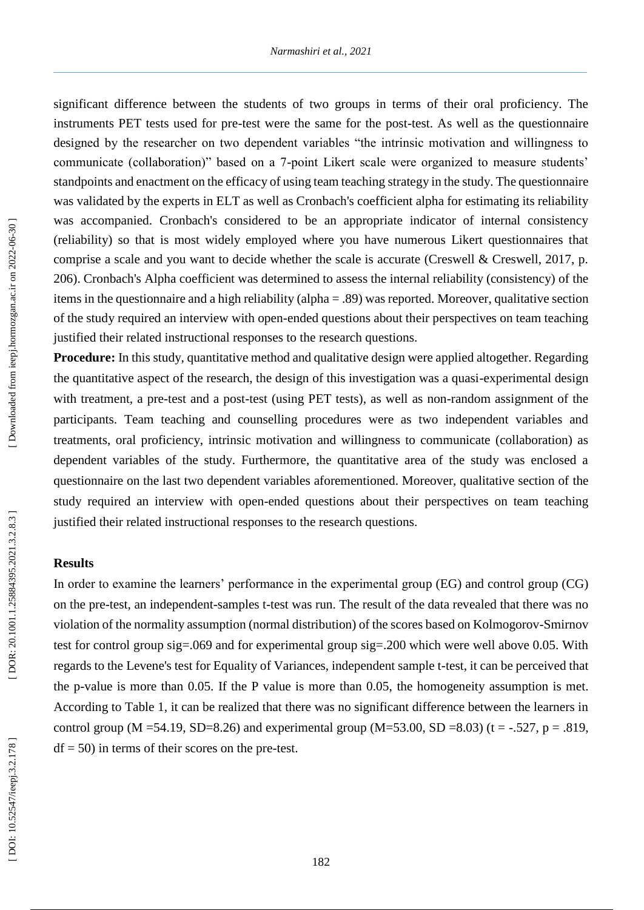significant difference between the students of two groups in terms of their oral proficiency. The instruments PET tests used for pre-test were the same for the post-test. As well as the questionnaire designed by the researcher on two dependent variables "the intrinsic motivation and willingness to communicate (collaboration)" based on a 7-point Likert scale were organized to measure students' standpoints and enactment on the efficacy of using team teaching strategy in the study. The questionnaire was validated by the experts in ELT as well as Cronbach's coefficient alpha for estimating its reliability was accompanied. Cronbach's considered to be an appropriate indicator of internal consistency (reliability) so that is most widely employed where you have numerous Likert questionnaires that comprise a scale and you want to decide whether the scale is accurate (Creswell & Creswell, 2017, p. 206). Cronbach's Alpha coefficient was determined to assess the internal reliability (consistency) of the items in the questionnaire and a high reliability (alpha = .89) was reported. Moreover, qualitative section of the study required an interview with open-ended questions about their perspectives on team teaching justified their related instructional responses to the research questions.

**Procedure:** In this study, quantitative method and qualitative design were applied altogether. Regarding the quantitative aspect of the research, the design of this investigation was a quasi-experimental design with treatment, a pre-test and a post-test (using PET tests), as well as non-random assignment of the participants. Team teaching and counselling procedures were as two independent variables and treatments, oral proficiency, intrinsic motivation and willingness to communicate (collaboration) as dependent variables of the study. Furthermore, the quantitative area of the study was enclosed a questionnaire on the last two dependent variables aforementioned. Moreover, qualitative section of the study required an interview with open-ended questions about their perspectives on team teaching justified their related instructional responses to the research questions.

## Results

In order to examine the learners' performance in the experimental group (EG) and control group (CG) on the pre-test, an independent-samples t-test was run. The result of the data revealed that there was no violation of the normality assumption (normal distribution) of the scores based on Kolmogorov-Smirnov test for control group sig=.069 and for experimental group sig=.200 which were well above 0.05. With regards to the Levene's test for Equality of Variances, independent sample t-test, it can be perceived that the p-value is more than 0.05. If the P value is more than 0.05, the homogeneity assumption is met. According to Table 1, it can be realized that there was no significant difference between the learners in control group (M =54.19, SD=8.26) and experimental group (M=53.00, SD =8.03) ($t = -.527$, $p = .819$, $df = 50$) in terms of their scores on the pre-test.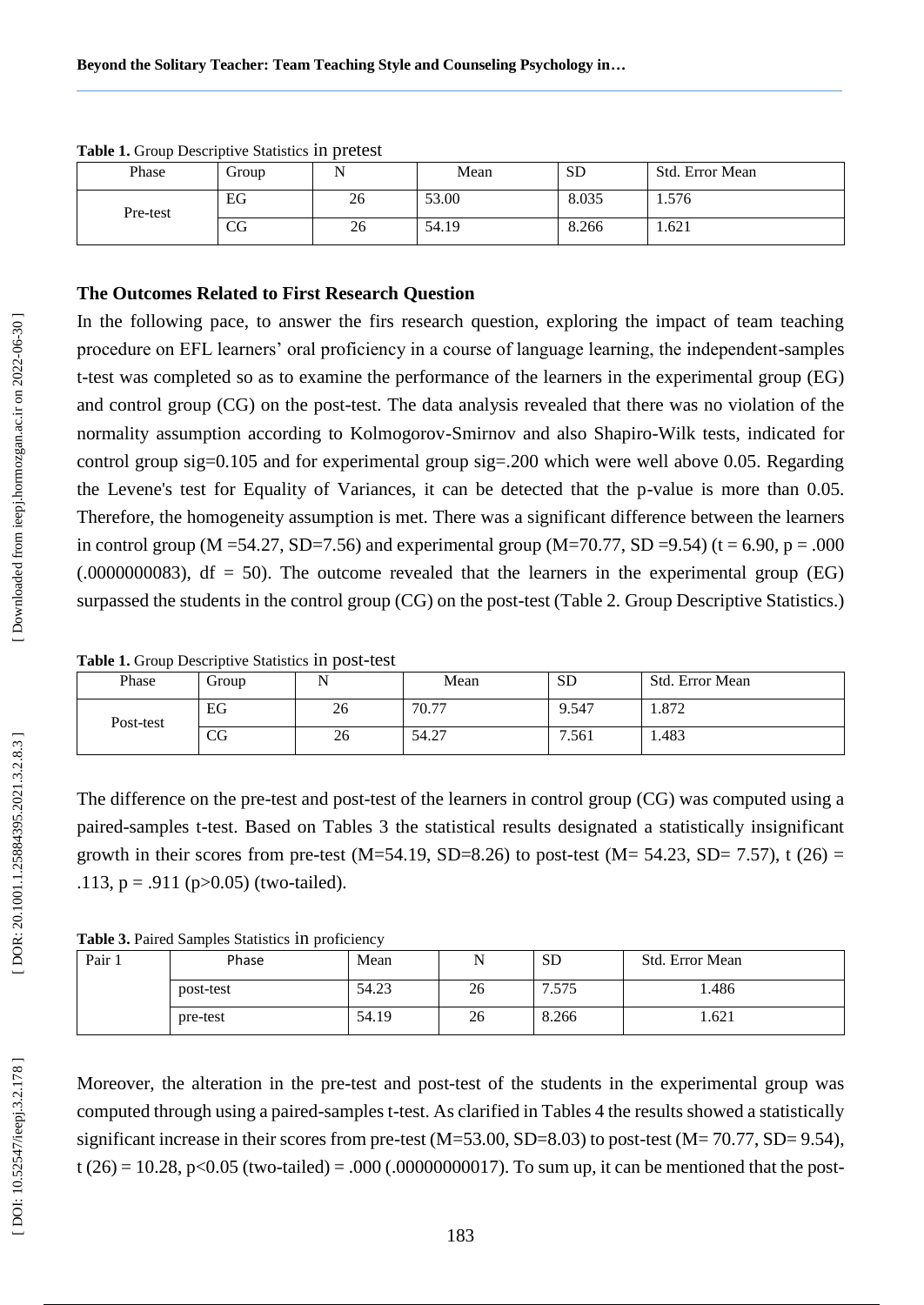**Table 1.** Group Descriptive Statistics in pretest

| Phase | Group | N | Mean | SD | Std. Error Mean |
|---|---|---|---|---|---|
| Pre-test | EG | 26 | 53.00 | 8.035 | 1.576 |
| | CG | 26 | 54.19 | 8.266 | 1.621 |

### The Outcomes Related to First Research Question

In the following pace, to answer the firs research question, exploring the impact of team teaching procedure on EFL learners' oral proficiency in a course of language learning, the independent-samples t-test was completed so as to examine the performance of the learners in the experimental group (EG) and control group (CG) on the post-test. The data analysis revealed that there was no violation of the normality assumption according to Kolmogorov-Smirnov and also Shapiro-Wilk tests, indicated for control group sig=0.105 and for experimental group sig=.200 which were well above 0.05. Regarding the Levene's test for Equality of Variances, it can be detected that the p-value is more than 0.05. Therefore, the homogeneity assumption is met. There was a significant difference between the learners in control group (M =54.27, SD=7.56) and experimental group (M=70.77, SD =9.54) ($t = 6.90$, $p = .000$ (.0000000083), $df = 50$). The outcome revealed that the learners in the experimental group (EG) surpassed the students in the control group (CG) on the post-test (Table 2. Group Descriptive Statistics.)

**Table 1.** Group Descriptive Statistics in post-test

| Phase | Group | N | Mean | SD | Std. Error Mean |
|---|---|---|---|---|---|
| Post-test | EG | 26 | 70.77 | 9.547 | 1.872 |
| | CG | 26 | 54.27 | 7.561 | 1.483 |

The difference on the pre-test and post-test of the learners in control group (CG) was computed using a paired-samples t-test. Based on Tables 3 the statistical results designated a statistically insignificant growth in their scores from pre-test (M=54.19, SD=8.26) to post-test (M= 54.23, SD= 7.57), $t(26) = .113$, $p = .911$ ($p>0.05$) (two-tailed).

**Table 3.** Paired Samples Statistics in proficiency

| Pair 1 | Phase | Mean | N | SD | Std. Error Mean |
|---|---|---|---|---|---|
| | post-test | 54.23 | 26 | 7.575 | 1.486 |
| | pre-test | 54.19 | 26 | 8.266 | 1.621 |

Moreover, the alteration in the pre-test and post-test of the students in the experimental group was computed through using a paired-samples t-test. As clarified in Tables 4 the results showed a statistically significant increase in their scores from pre-test (M=53.00, SD=8.03) to post-test (M= 70.77, SD= 9.54), $t(26) = 10.28$, $p<0.05$ (two-tailed) = .000 (.00000000017). To sum up, it can be mentioned that the post-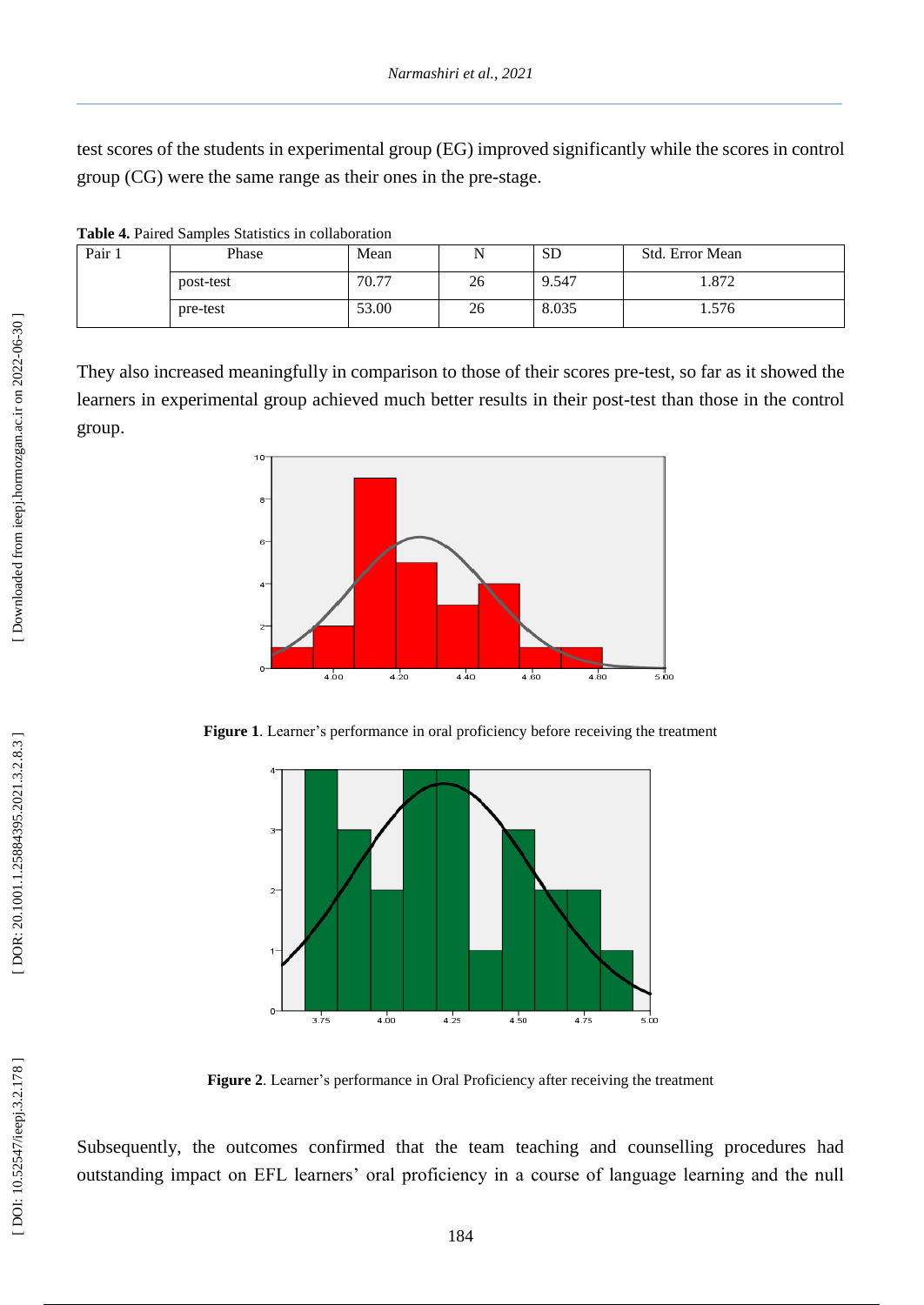test scores of the students in experimental group (EG) improved significantly while the scores in control group (CG) were the same range as their ones in the pre-stage.

**Table 4.** Paired Samples Statistics in collaboration

| | Phase | Mean | N | SD | Std. Error Mean |
|---|---|---|---|---|---|
| Pair 1 | post-test | 70.77 | 26 | 9.547 | 1.872 |
| | pre-test | 53.00 | 26 | 8.035 | 1.576 |

They also increased meaningfully in comparison to those of their scores pre-test, so far as it showed the learners in experimental group achieved much better results in their post-test than those in the control group.

**Figure 1**. Learner's performance in oral proficiency before receiving the treatment

**Figure 2**. Learner's performance in Oral Proficiency after receiving the treatment

Subsequently, the outcomes confirmed that the team teaching and counselling procedures had outstanding impact on EFL learners' oral proficiency in a course of language learning and the null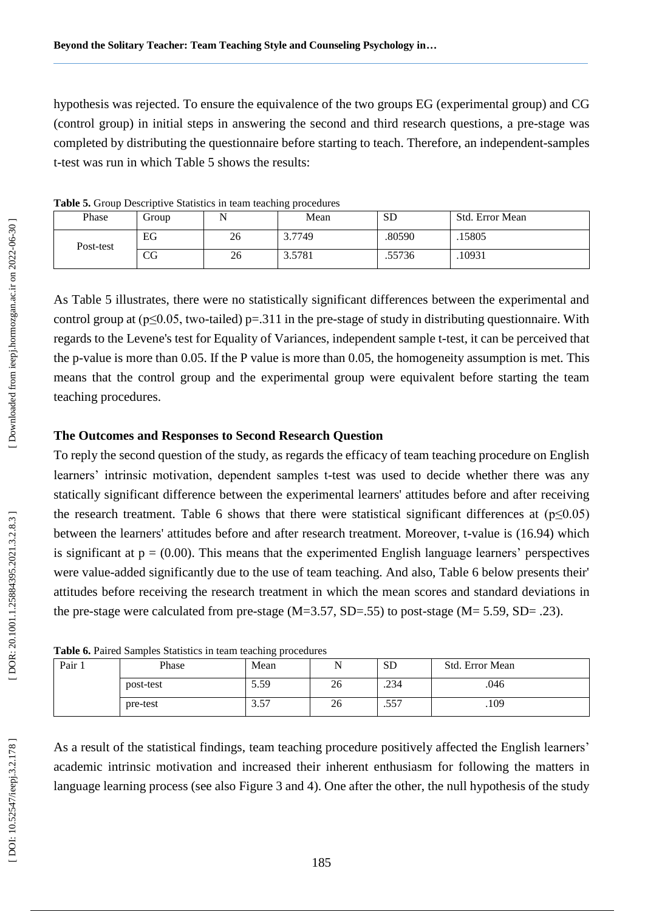hypothesis was rejected. To ensure the equivalence of the two groups EG (experimental group) and CG (control group) in initial steps in answering the second and third research questions, a pre-stage was completed by distributing the questionnaire before starting to teach. Therefore, an independent-samples t-test was run in which Table 5 shows the results:

**Table 5.** Group Descriptive Statistics in team teaching procedures

| Phase | Group | N | Mean | SD | Std. Error Mean |
|---|---|---|---|---|---|
| Post-test | EG | 26 | 3.7749 | .80590 | .15805 |
| | CG | 26 | 3.5781 | .55736 | .10931 |

As Table 5 illustrates, there were no statistically significant differences between the experimental and control group at ($p \leq 0.05$, two-tailed) $p = .311$ in the pre-stage of study in distributing questionnaire. With regards to the Levene's test for Equality of Variances, independent sample t-test, it can be perceived that the p-value is more than 0.05. If the P value is more than 0.05, the homogeneity assumption is met. This means that the control group and the experimental group were equivalent before starting the team teaching procedures.

### The Outcomes and Responses to Second Research Question

To reply the second question of the study, as regards the efficacy of team teaching procedure on English learners' intrinsic motivation, dependent samples t-test was used to decide whether there was any statically significant difference between the experimental learners' attitudes before and after receiving the research treatment. Table 6 shows that there were statistical significant differences at ($p \leq 0.05$) between the learners' attitudes before and after research treatment. Moreover, t-value is (16.94) which is significant at $p = (0.00)$. This means that the experimented English language learners' perspectives were value-added significantly due to the use of team teaching. And also, Table 6 below presents their' attitudes before receiving the research treatment in which the mean scores and standard deviations in the pre-stage were calculated from pre-stage (M=3.57, SD=.55) to post-stage (M= 5.59, SD= .23).

**Table 6.** Paired Samples Statistics in team teaching procedures

| Pair 1 | Phase | Mean | N | SD | Std. Error Mean |
|---|---|---|---|---|---|
| | post-test | 5.59 | 26 | .234 | .046 |
| | pre-test | 3.57 | 26 | .557 | .109 |

As a result of the statistical findings, team teaching procedure positively affected the English learners' academic intrinsic motivation and increased their inherent enthusiasm for following the matters in language learning process (see also Figure 3 and 4). One after the other, the null hypothesis of the study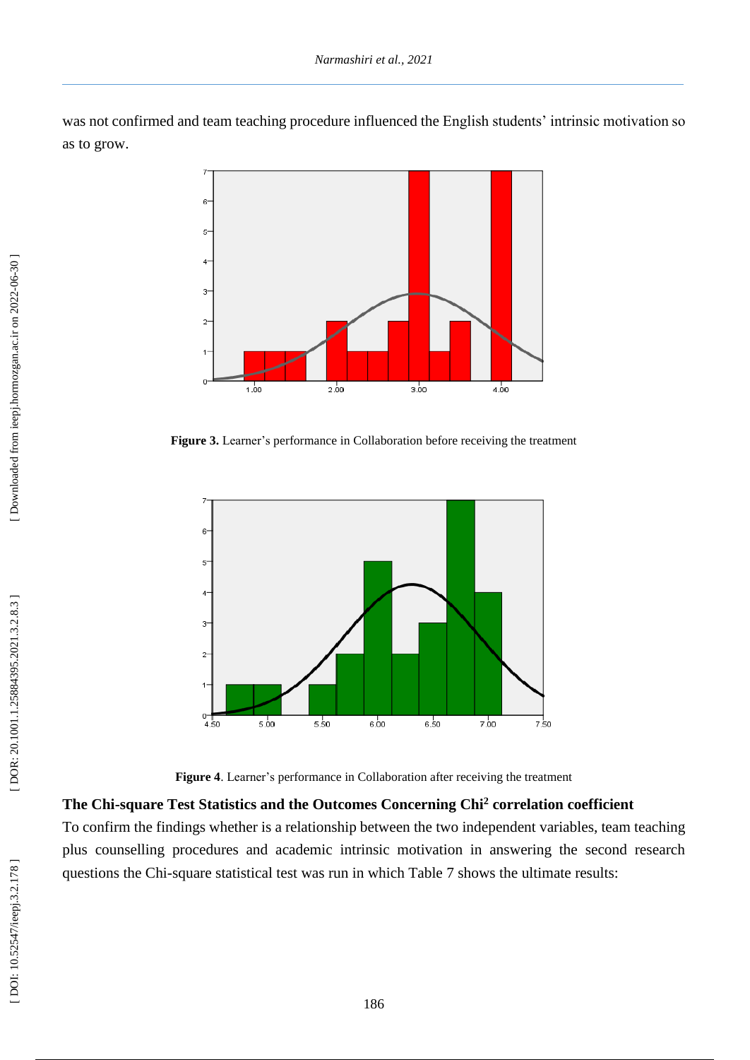was not confirmed and team teaching procedure influenced the English students' intrinsic motivation so as to grow.

**Figure 3.** Learner's performance in Collaboration before receiving the treatment

**Figure 4**. Learner's performance in Collaboration after receiving the treatment

**The Chi-square Test Statistics and the Outcomes Concerning $Chi^2$ correlation coefficient**

To confirm the findings whether is a relationship between the two independent variables, team teaching plus counselling procedures and academic intrinsic motivation in answering the second research questions the Chi-square statistical test was run in which Table 7 shows the ultimate results: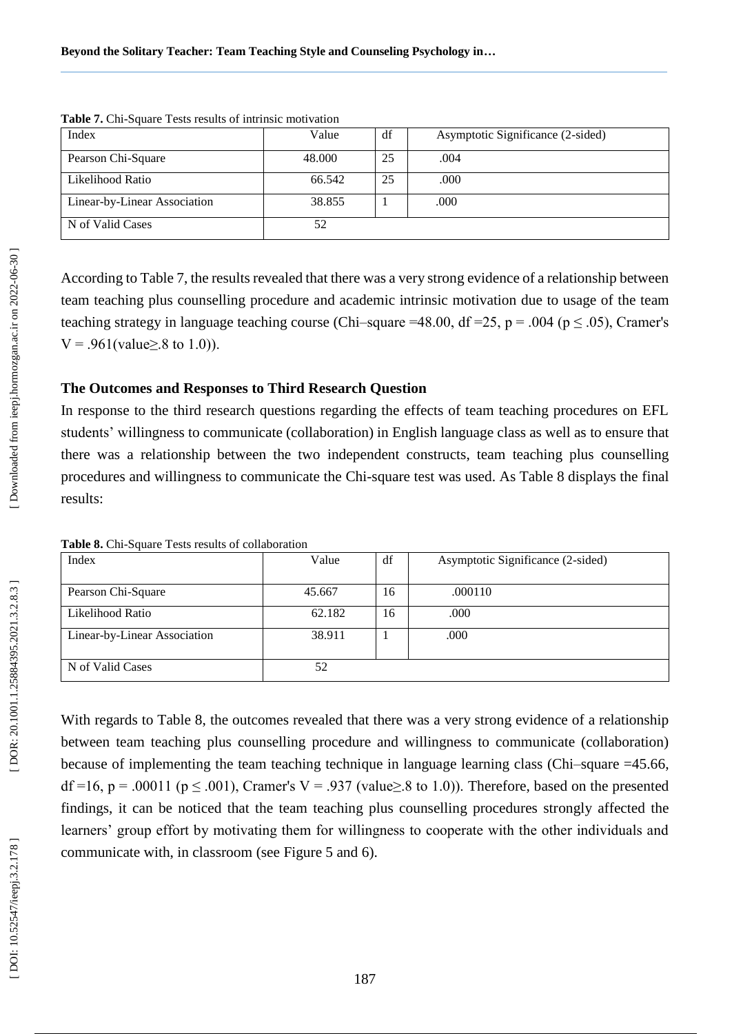**Table 7.** Chi-Square Tests results of intrinsic motivation

| Index | Value | df | Asymptotic Significance (2-sided) |
|---|---|---|---|
| Pearson Chi-Square | 48.000 | 25 | .004 |
| Likelihood Ratio | 66.542 | 25 | .000 |
| Linear-by-Linear Association | 38.855 | 1 | .000 |
| N of Valid Cases | 52 | | |

According to Table 7, the results revealed that there was a very strong evidence of a relationship between team teaching plus counselling procedure and academic intrinsic motivation due to usage of the team teaching strategy in language teaching course (Chi–square =48.00, df =25, $p = .004$ ($p \leq .05$), Cramer's V = .961(value≥.8 to 1.0)).

### The Outcomes and Responses to Third Research Question

In response to the third research questions regarding the effects of team teaching procedures on EFL students' willingness to communicate (collaboration) in English language class as well as to ensure that there was a relationship between the two independent constructs, team teaching plus counselling procedures and willingness to communicate the Chi-square test was used. As Table 8 displays the final results:

**Table 8.** Chi-Square Tests results of collaboration

| Index | Value | df | Asymptotic Significance (2-sided) |
|---|---|---|---|
| Pearson Chi-Square | 45.667 | 16 | .000110 |
| Likelihood Ratio | 62.182 | 16 | .000 |
| Linear-by-Linear Association | 38.911 | 1 | .000 |
| N of Valid Cases | 52 | | |

With regards to Table 8, the outcomes revealed that there was a very strong evidence of a relationship between team teaching plus counselling procedure and willingness to communicate (collaboration) because of implementing the team teaching technique in language learning class (Chi–square =45.66, df =16, $p = .00011$ ($p \leq .001$), Cramer's V = .937 (value≥.8 to 1.0)). Therefore, based on the presented findings, it can be noticed that the team teaching plus counselling procedures strongly affected the learners' group effort by motivating them for willingness to cooperate with the other individuals and communicate with, in classroom (see Figure 5 and 6).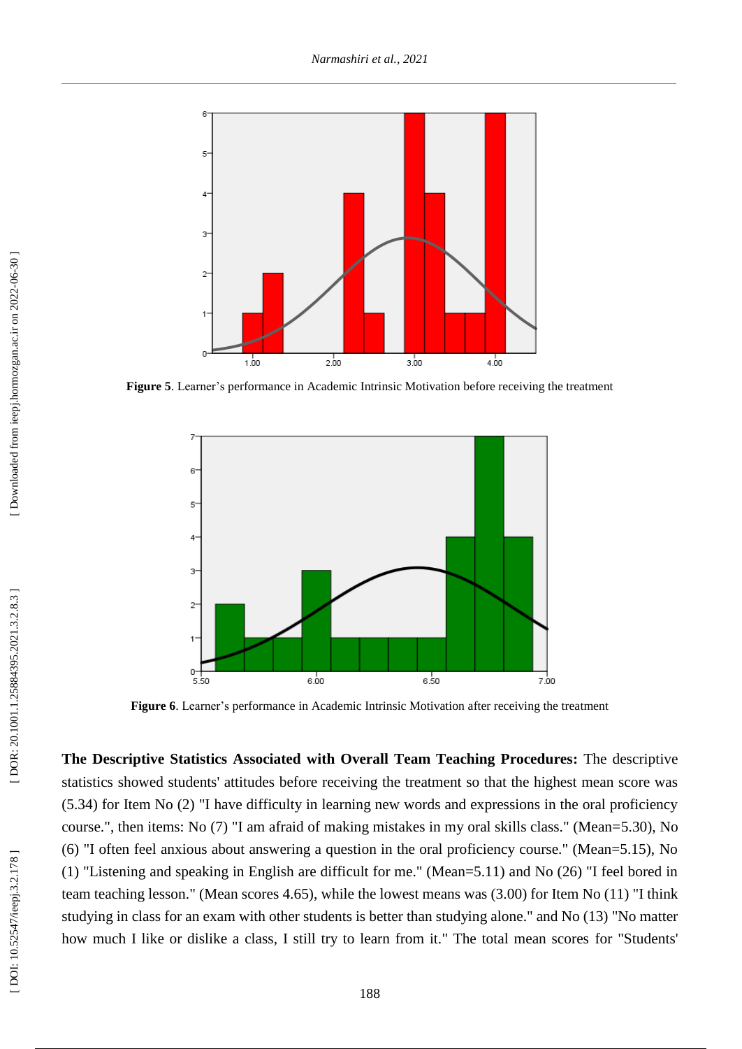**Figure 5**. Learner's performance in Academic Intrinsic Motivation before receiving the treatment

**Figure 6**. Learner's performance in Academic Intrinsic Motivation after receiving the treatment

**The Descriptive Statistics Associated with Overall Team Teaching Procedures:** The descriptive statistics showed students' attitudes before receiving the treatment so that the highest mean score was (5.34) for Item No (2) "I have difficulty in learning new words and expressions in the oral proficiency course.", then items: No (7) "I am afraid of making mistakes in my oral skills class." (Mean=5.30), No (6) "I often feel anxious about answering a question in the oral proficiency course." (Mean=5.15), No (1) "Listening and speaking in English are difficult for me." (Mean=5.11) and No (26) "I feel bored in team teaching lesson." (Mean scores 4.65), while the lowest means was (3.00) for Item No (11) "I think studying in class for an exam with other students is better than studying alone." and No (13) "No matter how much I like or dislike a class, I still try to learn from it." The total mean scores for "Students'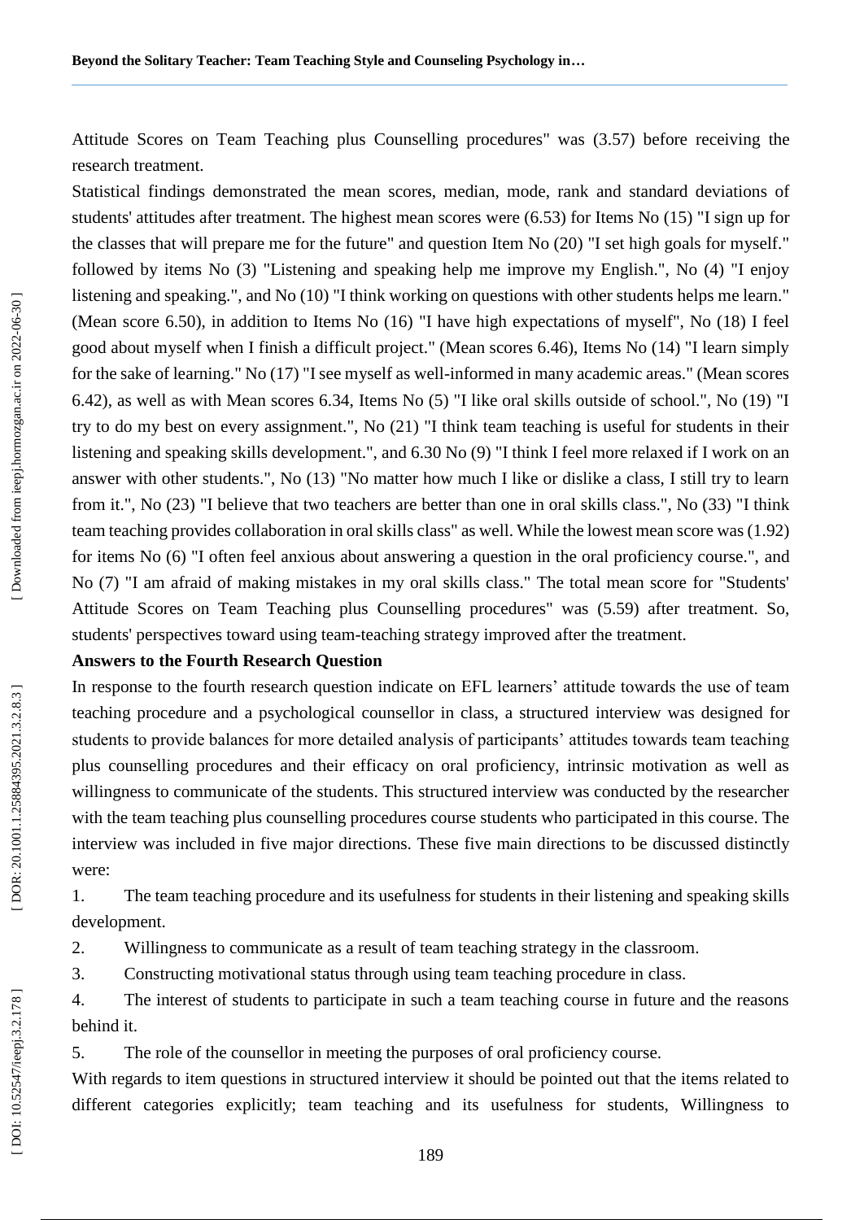Attitude Scores on Team Teaching plus Counselling procedures" was (3.57) before receiving the research treatment.

Statistical findings demonstrated the mean scores, median, mode, rank and standard deviations of students' attitudes after treatment. The highest mean scores were (6.53) for Items No (15) "I sign up for the classes that will prepare me for the future" and question Item No (20) "I set high goals for myself." followed by items No (3) "Listening and speaking help me improve my English.", No (4) "I enjoy listening and speaking.", and No (10) "I think working on questions with other students helps me learn." (Mean score 6.50), in addition to Items No (16) "I have high expectations of myself", No (18) I feel good about myself when I finish a difficult project." (Mean scores 6.46), Items No (14) "I learn simply for the sake of learning." No (17) "I see myself as well-informed in many academic areas." (Mean scores 6.42), as well as with Mean scores 6.34, Items No (5) "I like oral skills outside of school.", No (19) "I try to do my best on every assignment.", No (21) "I think team teaching is useful for students in their listening and speaking skills development.", and 6.30 No (9) "I think I feel more relaxed if I work on an answer with other students.", No (13) "No matter how much I like or dislike a class, I still try to learn from it.", No (23) "I believe that two teachers are better than one in oral skills class.", No (33) "I think team teaching provides collaboration in oral skills class" as well. While the lowest mean score was (1.92) for items No (6) "I often feel anxious about answering a question in the oral proficiency course.", and No (7) "I am afraid of making mistakes in my oral skills class." The total mean score for "Students' Attitude Scores on Team Teaching plus Counselling procedures" was (5.59) after treatment. So, students' perspectives toward using team-teaching strategy improved after the treatment.

**Answers to the Fourth Research Question**

In response to the fourth research question indicate on EFL learners' attitude towards the use of team teaching procedure and a psychological counsellor in class, a structured interview was designed for students to provide balances for more detailed analysis of participants' attitudes towards team teaching plus counselling procedures and their efficacy on oral proficiency, intrinsic motivation as well as willingness to communicate of the students. This structured interview was conducted by the researcher with the team teaching plus counselling procedures course students who participated in this course. The interview was included in five major directions. These five main directions to be discussed distinctly were:

1. The team teaching procedure and its usefulness for students in their listening and speaking skills development.
2. Willingness to communicate as a result of team teaching strategy in the classroom.
3. Constructing motivational status through using team teaching procedure in class.
4. The interest of students to participate in such a team teaching course in future and the reasons behind it.
5. The role of the counsellor in meeting the purposes of oral proficiency course.

With regards to item questions in structured interview it should be pointed out that the items related to different categories explicitly; team teaching and its usefulness for students, Willingness to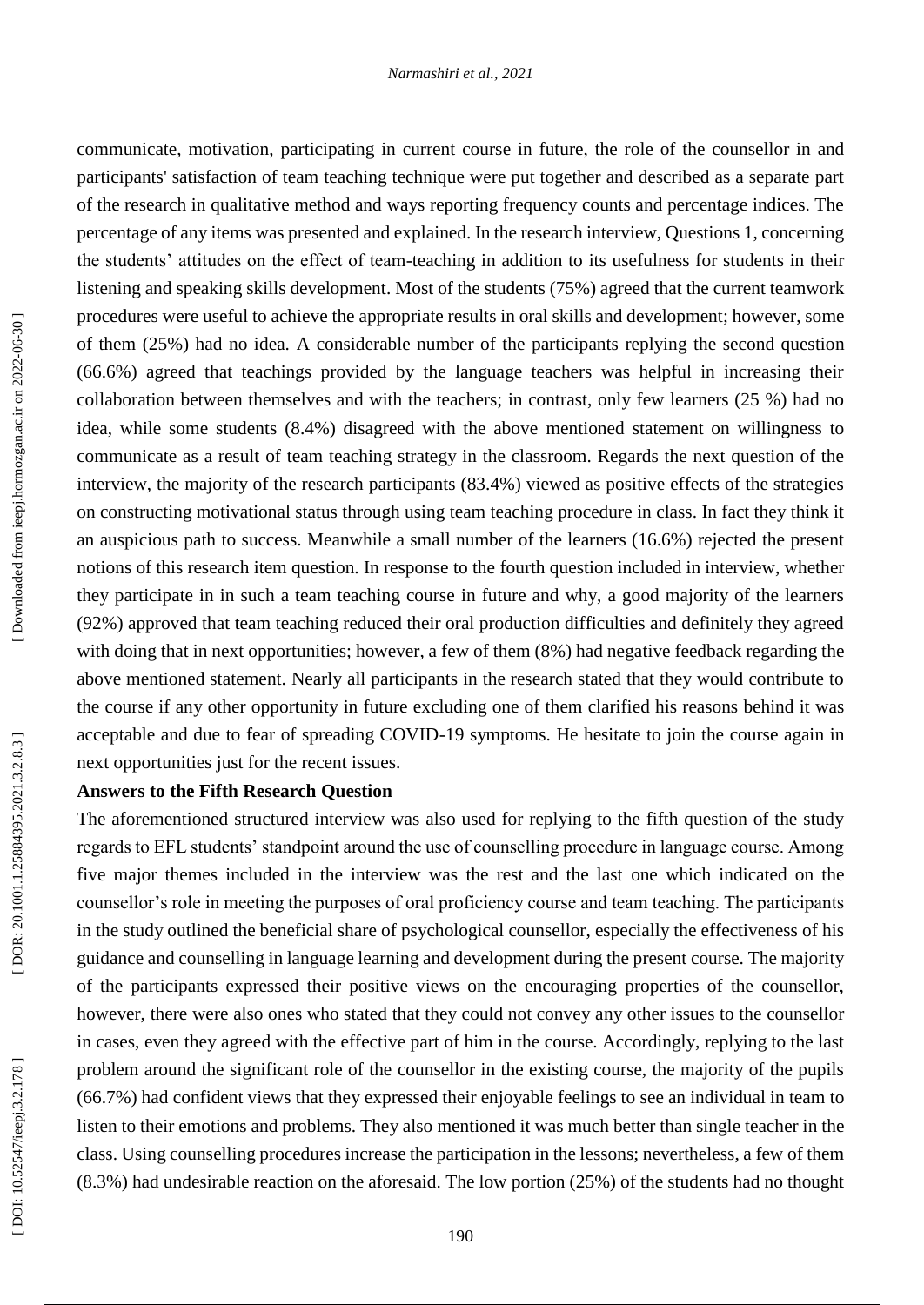communicate, motivation, participating in current course in future, the role of the counsellor in and participants' satisfaction of team teaching technique were put together and described as a separate part of the research in qualitative method and ways reporting frequency counts and percentage indices. The percentage of any items was presented and explained. In the research interview, Questions 1, concerning the students' attitudes on the effect of team-teaching in addition to its usefulness for students in their listening and speaking skills development. Most of the students (75%) agreed that the current teamwork procedures were useful to achieve the appropriate results in oral skills and development; however, some of them (25%) had no idea. A considerable number of the participants replying the second question (66.6%) agreed that teachings provided by the language teachers was helpful in increasing their collaboration between themselves and with the teachers; in contrast, only few learners (25 %) had no idea, while some students (8.4%) disagreed with the above mentioned statement on willingness to communicate as a result of team teaching strategy in the classroom. Regards the next question of the interview, the majority of the research participants (83.4%) viewed as positive effects of the strategies on constructing motivational status through using team teaching procedure in class. In fact they think it an auspicious path to success. Meanwhile a small number of the learners (16.6%) rejected the present notions of this research item question. In response to the fourth question included in interview, whether they participate in in such a team teaching course in future and why, a good majority of the learners (92%) approved that team teaching reduced their oral production difficulties and definitely they agreed with doing that in next opportunities; however, a few of them (8%) had negative feedback regarding the above mentioned statement. Nearly all participants in the research stated that they would contribute to the course if any other opportunity in future excluding one of them clarified his reasons behind it was acceptable and due to fear of spreading COVID-19 symptoms. He hesitate to join the course again in next opportunities just for the recent issues.

**Answers to the Fifth Research Question**

The aforementioned structured interview was also used for replying to the fifth question of the study regards to EFL students' standpoint around the use of counselling procedure in language course. Among five major themes included in the interview was the rest and the last one which indicated on the counsellor's role in meeting the purposes of oral proficiency course and team teaching. The participants in the study outlined the beneficial share of psychological counsellor, especially the effectiveness of his guidance and counselling in language learning and development during the present course. The majority of the participants expressed their positive views on the encouraging properties of the counsellor, however, there were also ones who stated that they could not convey any other issues to the counsellor in cases, even they agreed with the effective part of him in the course. Accordingly, replying to the last problem around the significant role of the counsellor in the existing course, the majority of the pupils (66.7%) had confident views that they expressed their enjoyable feelings to see an individual in team to listen to their emotions and problems. They also mentioned it was much better than single teacher in the class. Using counselling procedures increase the participation in the lessons; nevertheless, a few of them (8.3%) had undesirable reaction on the aforesaid. The low portion (25%) of the students had no thought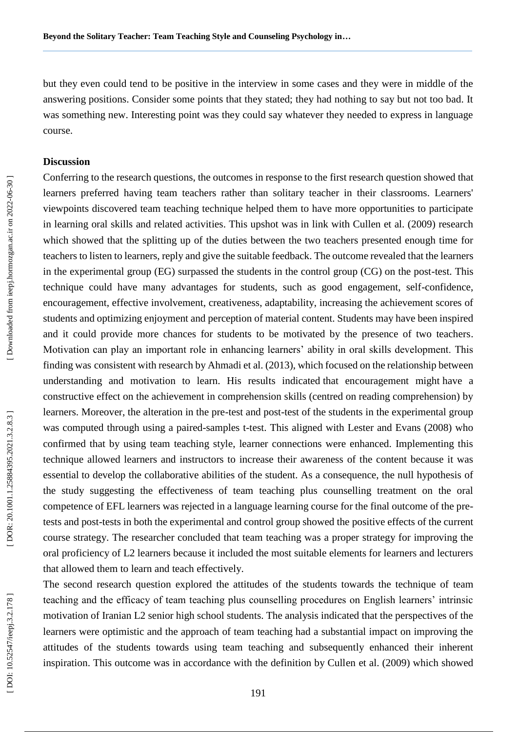but they even could tend to be positive in the interview in some cases and they were in middle of the answering positions. Consider some points that they stated; they had nothing to say but not too bad. It was something new. Interesting point was they could say whatever they needed to express in language course.

## Discussion

Conferring to the research questions, the outcomes in response to the first research question showed that learners preferred having team teachers rather than solitary teacher in their classrooms. Learners' viewpoints discovered team teaching technique helped them to have more opportunities to participate in learning oral skills and related activities. This upshot was in link with Cullen et al. (2009) research which showed that the splitting up of the duties between the two teachers presented enough time for teachers to listen to learners, reply and give the suitable feedback. The outcome revealed that the learners in the experimental group (EG) surpassed the students in the control group (CG) on the post-test. This technique could have many advantages for students, such as good engagement, self-confidence, encouragement, effective involvement, creativeness, adaptability, increasing the achievement scores of students and optimizing enjoyment and perception of material content. Students may have been inspired and it could provide more chances for students to be motivated by the presence of two teachers. Motivation can play an important role in enhancing learners' ability in oral skills development. This finding was consistent with research by Ahmadi et al. (2013), which focused on the relationship between understanding and motivation to learn. His results indicated that encouragement might have a constructive effect on the achievement in comprehension skills (centred on reading comprehension) by learners. Moreover, the alteration in the pre-test and post-test of the students in the experimental group was computed through using a paired-samples t-test. This aligned with Lester and Evans (2008) who confirmed that by using team teaching style, learner connections were enhanced. Implementing this technique allowed learners and instructors to increase their awareness of the content because it was essential to develop the collaborative abilities of the student. As a consequence, the null hypothesis of the study suggesting the effectiveness of team teaching plus counselling treatment on the oral competence of EFL learners was rejected in a language learning course for the final outcome of the pre-tests and post-tests in both the experimental and control group showed the positive effects of the current course strategy. The researcher concluded that team teaching was a proper strategy for improving the oral proficiency of L2 learners because it included the most suitable elements for learners and lecturers that allowed them to learn and teach effectively.

The second research question explored the attitudes of the students towards the technique of team teaching and the efficacy of team teaching plus counselling procedures on English learners' intrinsic motivation of Iranian L2 senior high school students. The analysis indicated that the perspectives of the learners were optimistic and the approach of team teaching had a substantial impact on improving the attitudes of the students towards using team teaching and subsequently enhanced their inherent inspiration. This outcome was in accordance with the definition by Cullen et al. (2009) which showed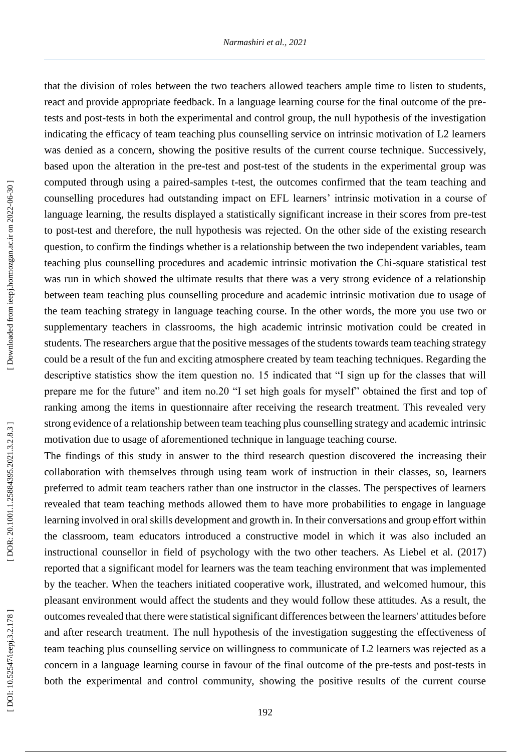that the division of roles between the two teachers allowed teachers ample time to listen to students, react and provide appropriate feedback. In a language learning course for the final outcome of the pre-tests and post-tests in both the experimental and control group, the null hypothesis of the investigation indicating the efficacy of team teaching plus counselling service on intrinsic motivation of L2 learners was denied as a concern, showing the positive results of the current course technique. Successively, based upon the alteration in the pre-test and post-test of the students in the experimental group was computed through using a paired-samples t-test, the outcomes confirmed that the team teaching and counselling procedures had outstanding impact on EFL learners' intrinsic motivation in a course of language learning, the results displayed a statistically significant increase in their scores from pre-test to post-test and therefore, the null hypothesis was rejected. On the other side of the existing research question, to confirm the findings whether is a relationship between the two independent variables, team teaching plus counselling procedures and academic intrinsic motivation the Chi-square statistical test was run in which showed the ultimate results that there was a very strong evidence of a relationship between team teaching plus counselling procedure and academic intrinsic motivation due to usage of the team teaching strategy in language teaching course. In the other words, the more you use two or supplementary teachers in classrooms, the high academic intrinsic motivation could be created in students. The researchers argue that the positive messages of the students towards team teaching strategy could be a result of the fun and exciting atmosphere created by team teaching techniques. Regarding the descriptive statistics show the item question no. 15 indicated that "I sign up for the classes that will prepare me for the future" and item no.20 "I set high goals for myself" obtained the first and top of ranking among the items in questionnaire after receiving the research treatment. This revealed very strong evidence of a relationship between team teaching plus counselling strategy and academic intrinsic motivation due to usage of aforementioned technique in language teaching course.

The findings of this study in answer to the third research question discovered the increasing their collaboration with themselves through using team work of instruction in their classes, so, learners preferred to admit team teachers rather than one instructor in the classes. The perspectives of learners revealed that team teaching methods allowed them to have more probabilities to engage in language learning involved in oral skills development and growth in. In their conversations and group effort within the classroom, team educators introduced a constructive model in which it was also included an instructional counsellor in field of psychology with the two other teachers. As Liebel et al. (2017) reported that a significant model for learners was the team teaching environment that was implemented by the teacher. When the teachers initiated cooperative work, illustrated, and welcomed humour, this pleasant environment would affect the students and they would follow these attitudes. As a result, the outcomes revealed that there were statistical significant differences between the learners' attitudes before and after research treatment. The null hypothesis of the investigation suggesting the effectiveness of team teaching plus counselling service on willingness to communicate of L2 learners was rejected as a concern in a language learning course in favour of the final outcome of the pre-tests and post-tests in both the experimental and control community, showing the positive results of the current course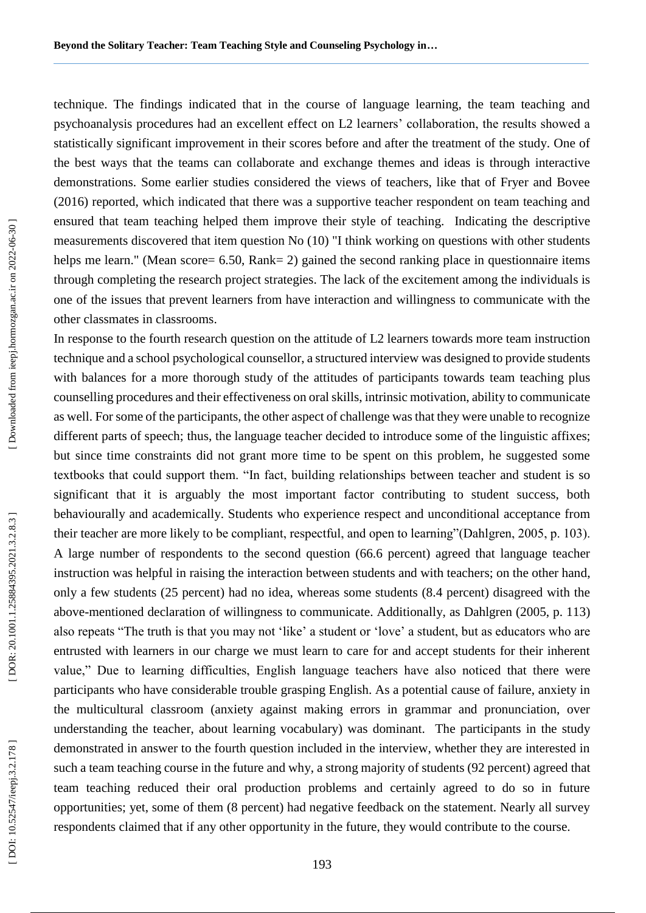technique. The findings indicated that in the course of language learning, the team teaching and psychoanalysis procedures had an excellent effect on L2 learners' collaboration, the results showed a statistically significant improvement in their scores before and after the treatment of the study. One of the best ways that the teams can collaborate and exchange themes and ideas is through interactive demonstrations. Some earlier studies considered the views of teachers, like that of Fryer and Bovee (2016) reported, which indicated that there was a supportive teacher respondent on team teaching and ensured that team teaching helped them improve their style of teaching. Indicating the descriptive measurements discovered that item question No (10) "I think working on questions with other students helps me learn." (Mean score= 6.50, Rank= 2) gained the second ranking place in questionnaire items through completing the research project strategies. The lack of the excitement among the individuals is one of the issues that prevent learners from have interaction and willingness to communicate with the other classmates in classrooms.

In response to the fourth research question on the attitude of L2 learners towards more team instruction technique and a school psychological counsellor, a structured interview was designed to provide students with balances for a more thorough study of the attitudes of participants towards team teaching plus counselling procedures and their effectiveness on oral skills, intrinsic motivation, ability to communicate as well. For some of the participants, the other aspect of challenge was that they were unable to recognize different parts of speech; thus, the language teacher decided to introduce some of the linguistic affixes; but since time constraints did not grant more time to be spent on this problem, he suggested some textbooks that could support them. "In fact, building relationships between teacher and student is so significant that it is arguably the most important factor contributing to student success, both behaviourally and academically. Students who experience respect and unconditional acceptance from their teacher are more likely to be compliant, respectful, and open to learning"(Dahlgren, 2005, p. 103). A large number of respondents to the second question (66.6 percent) agreed that language teacher instruction was helpful in raising the interaction between students and with teachers; on the other hand, only a few students (25 percent) had no idea, whereas some students (8.4 percent) disagreed with the above-mentioned declaration of willingness to communicate. Additionally, as Dahlgren (2005, p. 113) also repeats "The truth is that you may not 'like' a student or 'love' a student, but as educators who are entrusted with learners in our charge we must learn to care for and accept students for their inherent value," Due to learning difficulties, English language teachers have also noticed that there were participants who have considerable trouble grasping English. As a potential cause of failure, anxiety in the multicultural classroom (anxiety against making errors in grammar and pronunciation, over understanding the teacher, about learning vocabulary) was dominant. The participants in the study demonstrated in answer to the fourth question included in the interview, whether they are interested in such a team teaching course in the future and why, a strong majority of students (92 percent) agreed that team teaching reduced their oral production problems and certainly agreed to do so in future opportunities; yet, some of them (8 percent) had negative feedback on the statement. Nearly all survey respondents claimed that if any other opportunity in the future, they would contribute to the course.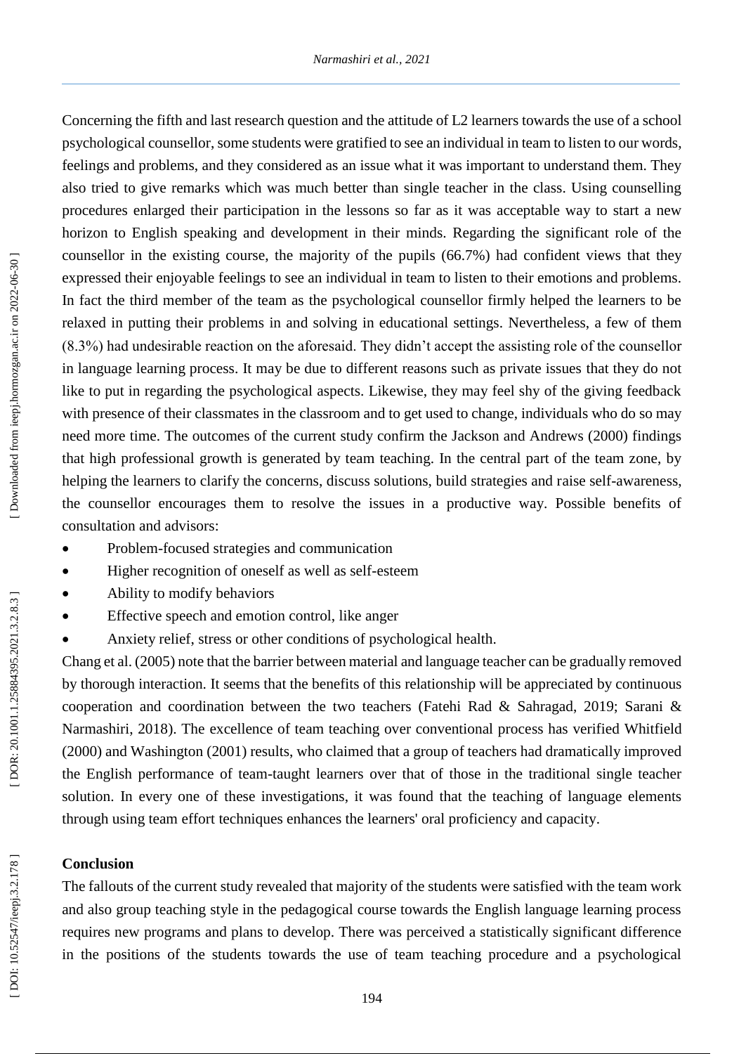Concerning the fifth and last research question and the attitude of L2 learners towards the use of a school psychological counsellor, some students were gratified to see an individual in team to listen to our words, feelings and problems, and they considered as an issue what it was important to understand them. They also tried to give remarks which was much better than single teacher in the class. Using counselling procedures enlarged their participation in the lessons so far as it was acceptable way to start a new horizon to English speaking and development in their minds. Regarding the significant role of the counsellor in the existing course, the majority of the pupils (66.7%) had confident views that they expressed their enjoyable feelings to see an individual in team to listen to their emotions and problems. In fact the third member of the team as the psychological counsellor firmly helped the learners to be relaxed in putting their problems in and solving in educational settings. Nevertheless, a few of them (8.3%) had undesirable reaction on the aforesaid. They didn't accept the assisting role of the counsellor in language learning process. It may be due to different reasons such as private issues that they do not like to put in regarding the psychological aspects. Likewise, they may feel shy of the giving feedback with presence of their classmates in the classroom and to get used to change, individuals who do so may need more time. The outcomes of the current study confirm the Jackson and Andrews (2000) findings that high professional growth is generated by team teaching. In the central part of the team zone, by helping the learners to clarify the concerns, discuss solutions, build strategies and raise self-awareness, the counsellor encourages them to resolve the issues in a productive way. Possible benefits of consultation and advisors:

- Problem-focused strategies and communication
- Higher recognition of oneself as well as self-esteem
- Ability to modify behaviors
- Effective speech and emotion control, like anger
- Anxiety relief, stress or other conditions of psychological health.

Chang et al. (2005) note that the barrier between material and language teacher can be gradually removed by thorough interaction. It seems that the benefits of this relationship will be appreciated by continuous cooperation and coordination between the two teachers (Fatehi Rad & Sahragad, 2019; Sarani & Narmashiri, 2018). The excellence of team teaching over conventional process has verified Whitfield (2000) and Washington (2001) results, who claimed that a group of teachers had dramatically improved the English performance of team-taught learners over that of those in the traditional single teacher solution. In every one of these investigations, it was found that the teaching of language elements through using team effort techniques enhances the learners' oral proficiency and capacity.

## Conclusion

The fallouts of the current study revealed that majority of the students were satisfied with the team work and also group teaching style in the pedagogical course towards the English language learning process requires new programs and plans to develop. There was perceived a statistically significant difference in the positions of the students towards the use of team teaching procedure and a psychological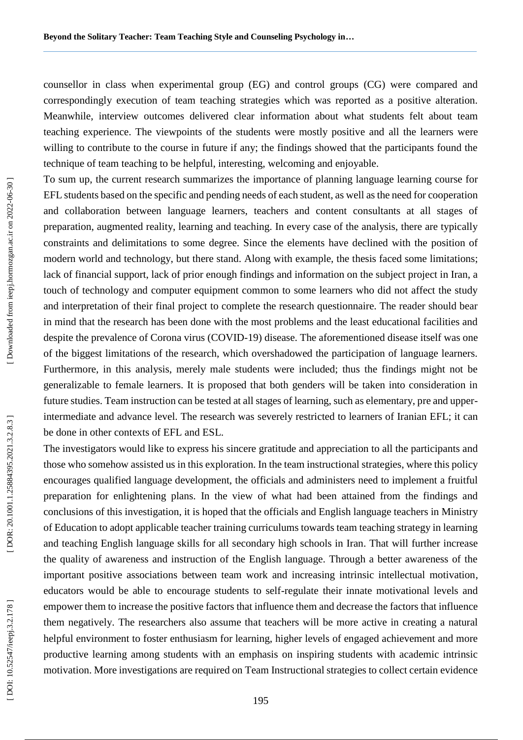counsellor in class when experimental group (EG) and control groups (CG) were compared and correspondingly execution of team teaching strategies which was reported as a positive alteration. Meanwhile, interview outcomes delivered clear information about what students felt about team teaching experience. The viewpoints of the students were mostly positive and all the learners were willing to contribute to the course in future if any; the findings showed that the participants found the technique of team teaching to be helpful, interesting, welcoming and enjoyable.

To sum up, the current research summarizes the importance of planning language learning course for EFL students based on the specific and pending needs of each student, as well as the need for cooperation and collaboration between language learners, teachers and content consultants at all stages of preparation, augmented reality, learning and teaching. In every case of the analysis, there are typically constraints and delimitations to some degree. Since the elements have declined with the position of modern world and technology, but there stand. Along with example, the thesis faced some limitations; lack of financial support, lack of prior enough findings and information on the subject project in Iran, a touch of technology and computer equipment common to some learners who did not affect the study and interpretation of their final project to complete the research questionnaire. The reader should bear in mind that the research has been done with the most problems and the least educational facilities and despite the prevalence of Corona virus (COVID-19) disease. The aforementioned disease itself was one of the biggest limitations of the research, which overshadowed the participation of language learners. Furthermore, in this analysis, merely male students were included; thus the findings might not be generalizable to female learners. It is proposed that both genders will be taken into consideration in future studies. Team instruction can be tested at all stages of learning, such as elementary, pre and upper-intermediate and advance level. The research was severely restricted to learners of Iranian EFL; it can be done in other contexts of EFL and ESL.

The investigators would like to express his sincere gratitude and appreciation to all the participants and those who somehow assisted us in this exploration. In the team instructional strategies, where this policy encourages qualified language development, the officials and administers need to implement a fruitful preparation for enlightening plans. In the view of what had been attained from the findings and conclusions of this investigation, it is hoped that the officials and English language teachers in Ministry of Education to adopt applicable teacher training curriculums towards team teaching strategy in learning and teaching English language skills for all secondary high schools in Iran. That will further increase the quality of awareness and instruction of the English language. Through a better awareness of the important positive associations between team work and increasing intrinsic intellectual motivation, educators would be able to encourage students to self-regulate their innate motivational levels and empower them to increase the positive factors that influence them and decrease the factors that influence them negatively. The researchers also assume that teachers will be more active in creating a natural helpful environment to foster enthusiasm for learning, higher levels of engaged achievement and more productive learning among students with an emphasis on inspiring students with academic intrinsic motivation. More investigations are required on Team Instructional strategies to collect certain evidence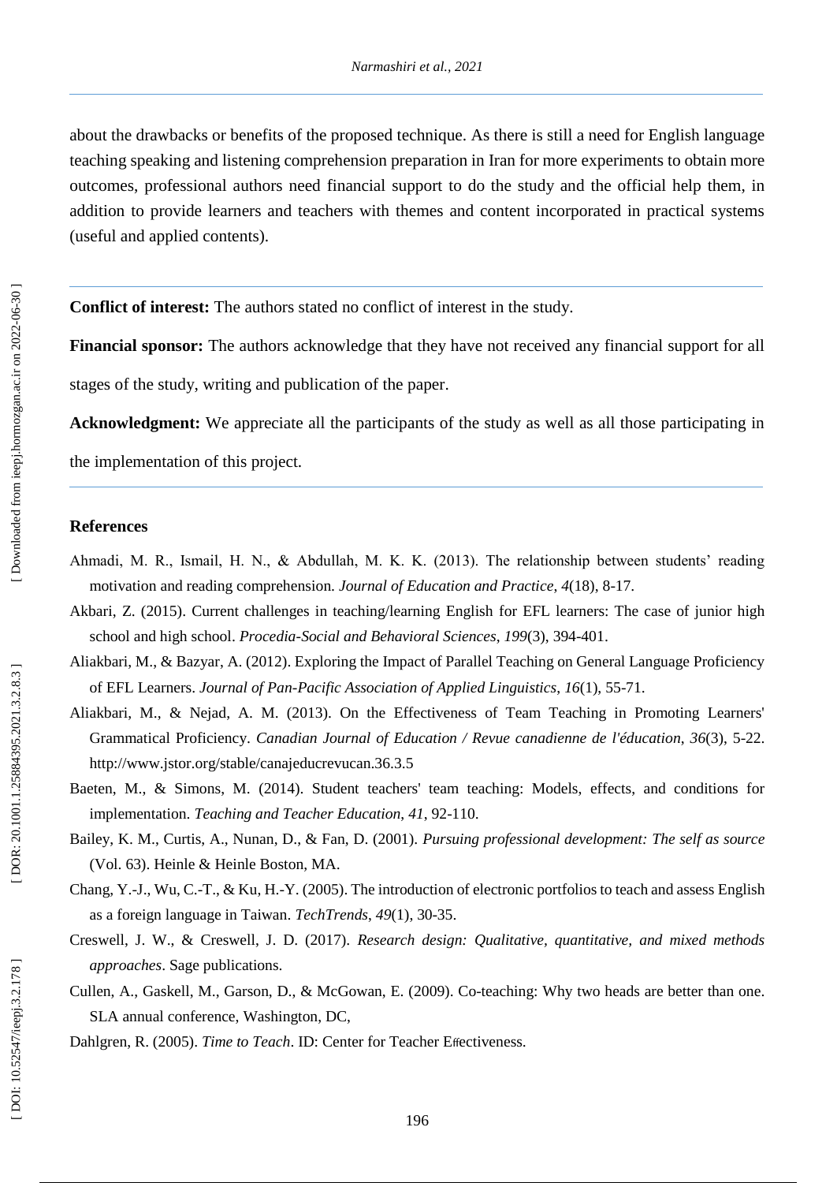about the drawbacks or benefits of the proposed technique. As there is still a need for English language teaching speaking and listening comprehension preparation in Iran for more experiments to obtain more outcomes, professional authors need financial support to do the study and the official help them, in addition to provide learners and teachers with themes and content incorporated in practical systems (useful and applied contents).

---

**Conflict of interest:** The authors stated no conflict of interest in the study.

**Financial sponsor:** The authors acknowledge that they have not received any financial support for all stages of the study, writing and publication of the paper.

**Acknowledgment:** We appreciate all the participants of the study as well as all those participating in the implementation of this project.

---

## References

Ahmadi, M. R., Ismail, H. N., & Abdullah, M. K. K. (2013). The relationship between students' reading motivation and reading comprehension. *Journal of Education and Practice*, *4*(18), 8-17.

Akbari, Z. (2015). Current challenges in teaching/learning English for EFL learners: The case of junior high school and high school. *Procedia-Social and Behavioral Sciences*, *199*(3), 394-401.

Aliakbari, M., & Bazyar, A. (2012). Exploring the Impact of Parallel Teaching on General Language Proficiency of EFL Learners. *Journal of Pan-Pacific Association of Applied Linguistics*, *16*(1), 55-71.

Aliakbari, M., & Nejad, A. M. (2013). On the Effectiveness of Team Teaching in Promoting Learners' Grammatical Proficiency. *Canadian Journal of Education / Revue canadienne de l'éducation*, *36*(3), 5-22. http://www.jstor.org/stable/canajeducrevucan.36.3.5

Baeten, M., & Simons, M. (2014). Student teachers' team teaching: Models, effects, and conditions for implementation. *Teaching and Teacher Education*, *41*, 92-110.

Bailey, K. M., Curtis, A., Nunan, D., & Fan, D. (2001). *Pursuing professional development: The self as source* (Vol. 63). Heinle & Heinle Boston, MA.

Chang, Y.-J., Wu, C.-T., & Ku, H.-Y. (2005). The introduction of electronic portfolios to teach and assess English as a foreign language in Taiwan. *TechTrends*, *49*(1), 30-35.

Creswell, J. W., & Creswell, J. D. (2017). *Research design: Qualitative, quantitative, and mixed methods approaches*. Sage publications.

Cullen, A., Gaskell, M., Garson, D., & McGowan, E. (2009). Co-teaching: Why two heads are better than one. SLA annual conference, Washington, DC,

Dahlgren, R. (2005). *Time to Teach*. ID: Center for Teacher Effectiveness.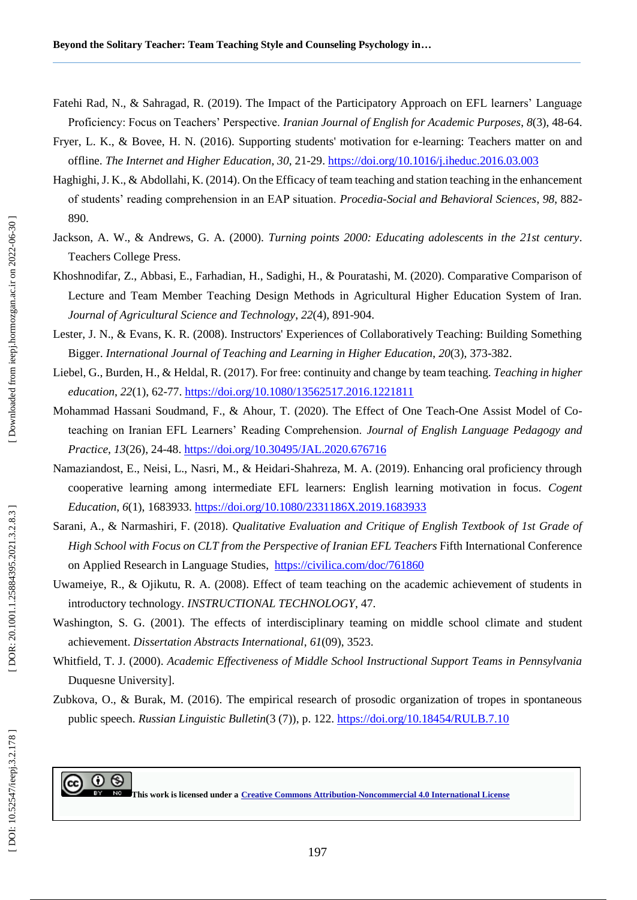Fatehi Rad, N., & Sahragad, R. (2019). The Impact of the Participatory Approach on EFL learners' Language Proficiency: Focus on Teachers' Perspective. *Iranian Journal of English for Academic Purposes*, *8*(3), 48-64.

Fryer, L. K., & Bovee, H. N. (2016). Supporting students' motivation for e-learning: Teachers matter on and offline. *The Internet and Higher Education*, *30*, 21-29. https://doi.org/10.1016/j.iheduc.2016.03.003

Haghighi, J. K., & Abdollahi, K. (2014). On the Efficacy of team teaching and station teaching in the enhancement of students' reading comprehension in an EAP situation. *Procedia-Social and Behavioral Sciences*, *98*, 882-890.

Jackson, A. W., & Andrews, G. A. (2000). *Turning points 2000: Educating adolescents in the 21st century*. Teachers College Press.

Khoshnodifar, Z., Abbasi, E., Farhadian, H., Sadighi, H., & Pouratashi, M. (2020). Comparative Comparison of Lecture and Team Member Teaching Design Methods in Agricultural Higher Education System of Iran. *Journal of Agricultural Science and Technology*, *22*(4), 891-904.

Lester, J. N., & Evans, K. R. (2008). Instructors' Experiences of Collaboratively Teaching: Building Something Bigger. *International Journal of Teaching and Learning in Higher Education*, *20*(3), 373-382.

Liebel, G., Burden, H., & Heldal, R. (2017). For free: continuity and change by team teaching. *Teaching in higher education*, *22*(1), 62-77. https://doi.org/10.1080/13562517.2016.1221811

Mohammad Hassani Soudmand, F., & Ahour, T. (2020). The Effect of One Teach-One Assist Model of Co-teaching on Iranian EFL Learners' Reading Comprehension. *Journal of English Language Pedagogy and Practice*, *13*(26), 24-48. https://doi.org/10.30495/JAL.2020.676716

Namaziandost, E., Neisi, L., Nasri, M., & Heidari-Shahreza, M. A. (2019). Enhancing oral proficiency through cooperative learning among intermediate EFL learners: English learning motivation in focus. *Cogent Education*, *6*(1), 1683933. https://doi.org/10.1080/2331186X.2019.1683933

Sarani, A., & Narmashiri, F. (2018). *Qualitative Evaluation and Critique of English Textbook of 1st Grade of High School with Focus on CLT from the Perspective of Iranian EFL Teachers* Fifth International Conference on Applied Research in Language Studies, https://civilica.com/doc/761860

Uwameiye, R., & Ojikutu, R. A. (2008). Effect of team teaching on the academic achievement of students in introductory technology. *INSTRUCTIONAL TECHNOLOGY*, 47.

Washington, S. G. (2001). The effects of interdisciplinary teaming on middle school climate and student achievement. *Dissertation Abstracts International*, *61*(09), 3523.

Whitfield, T. J. (2000). *Academic Effectiveness of Middle School Instructional Support Teams in Pennsylvania* Duquesne University].

Zubkova, O., & Burak, M. (2016). The empirical research of prosodic organization of tropes in spontaneous public speech. *Russian Linguistic Bulletin*(3 (7)), p. 122. https://doi.org/10.18454/RULB.7.10

This work is licensed under a Creative Commons Attribution-Noncommercial 4.0 International License